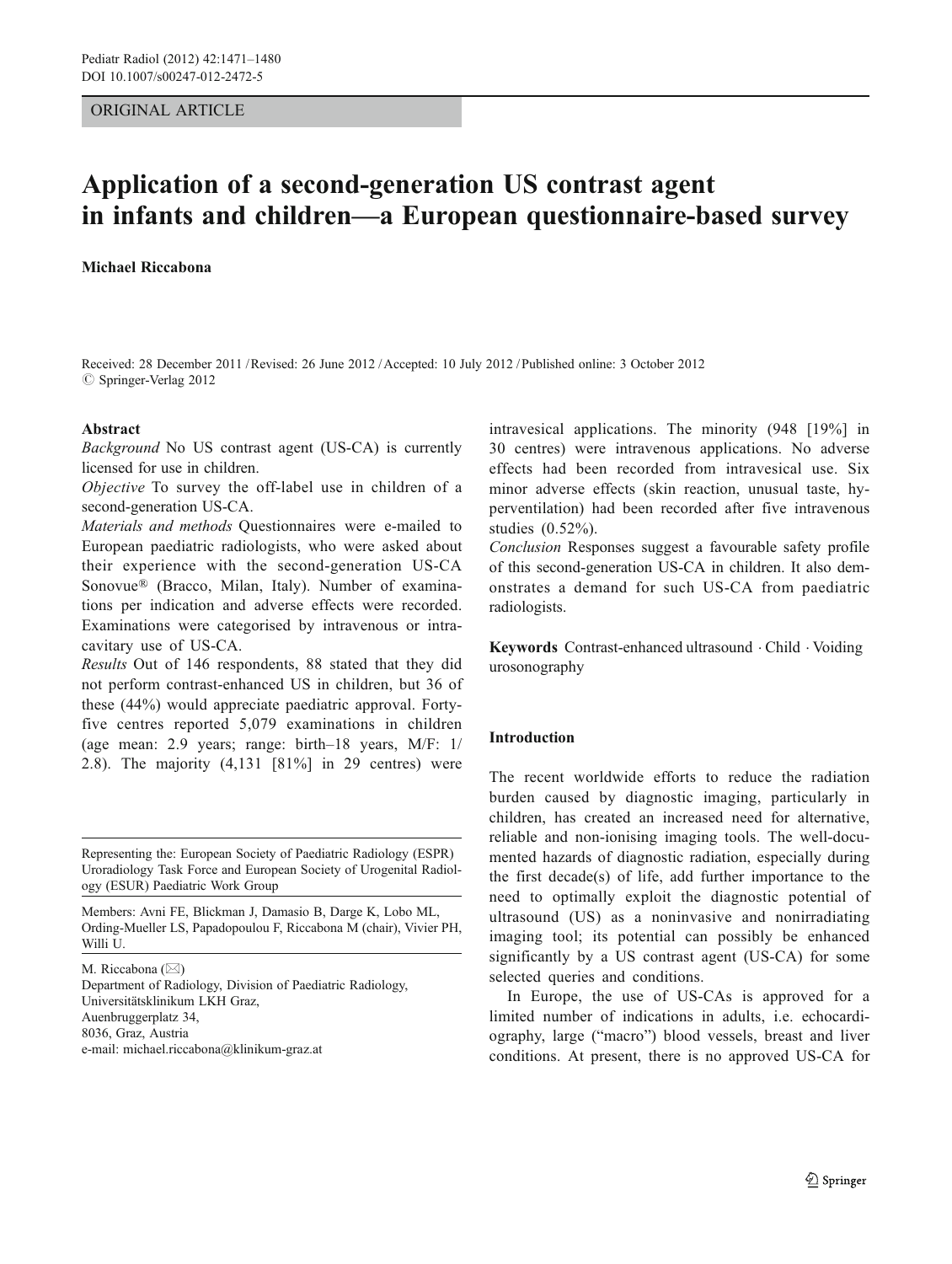ORIGINAL ARTICLE

# Application of a second-generation US contrast agent in infants and children—a European questionnaire-based survey

**Michael Riccabona**

Received: 28 December 2011 / Revised: 26 June 2012 / Accepted: 10 July 2012 / Published online: 3 October 2012
© Springer-Verlag 2012

**Abstract**

*Background* No US contrast agent (US-CA) is currently licensed for use in children.

*Objective* To survey the off-label use in children of a second-generation US-CA.

*Materials and methods* Questionnaires were e-mailed to European paediatric radiologists, who were asked about their experience with the second-generation US-CA Sonovue® (Bracco, Milan, Italy). Number of examinations per indication and adverse effects were recorded. Examinations were categorised by intravenous or intracavitary use of US-CA.

*Results* Out of 146 respondents, 88 stated that they did not perform contrast-enhanced US in children, but 36 of these (44%) would appreciate paediatric approval. Forty-five centres reported 5,079 examinations in children (age mean: 2.9 years; range: birth–18 years, M/F: 1/2.8). The majority (4,131 [81%] in 29 centres) were intravesical applications. The minority (948 [19%] in 30 centres) were intravenous applications. No adverse effects had been recorded from intravesical use. Six minor adverse effects (skin reaction, unusual taste, hyperventilation) had been recorded after five intravenous studies (0.52%).

*Conclusion* Responses suggest a favourable safety profile of this second-generation US-CA in children. It also demonstrates a demand for such US-CA from paediatric radiologists.

**Keywords** Contrast-enhanced ultrasound · Child · Voiding urosonography

Representing the: European Society of Paediatric Radiology (ESPR) Uroradiology Task Force and European Society of Urogenital Radiology (ESUR) Paediatric Work Group

Members: Avni FE, Blickman J, Damasio B, Darge K, Lobo ML, Ording-Mueller LS, Papadopoulou F, Riccabona M (chair), Vivier PH, Willi U.

M. Riccabona (✉)
Department of Radiology, Division of Paediatric Radiology, Universitätsklinikum LKH Graz,
Auenbruggerplatz 34,
8036, Graz, Austria
e-mail: michael.riccabona@klinikum-graz.at

## Introduction

The recent worldwide efforts to reduce the radiation burden caused by diagnostic imaging, particularly in children, has created an increased need for alternative, reliable and non-ionising imaging tools. The well-documented hazards of diagnostic radiation, especially during the first decade(s) of life, add further importance to the need to optimally exploit the diagnostic potential of ultrasound (US) as a noninvasive and nonirradiating imaging tool; its potential can possibly be enhanced significantly by a US contrast agent (US-CA) for some selected queries and conditions.

In Europe, the use of US-CAs is approved for a limited number of indications in adults, i.e. echocardiography, large ("macro") blood vessels, breast and liver conditions. At present, there is no approved US-CA for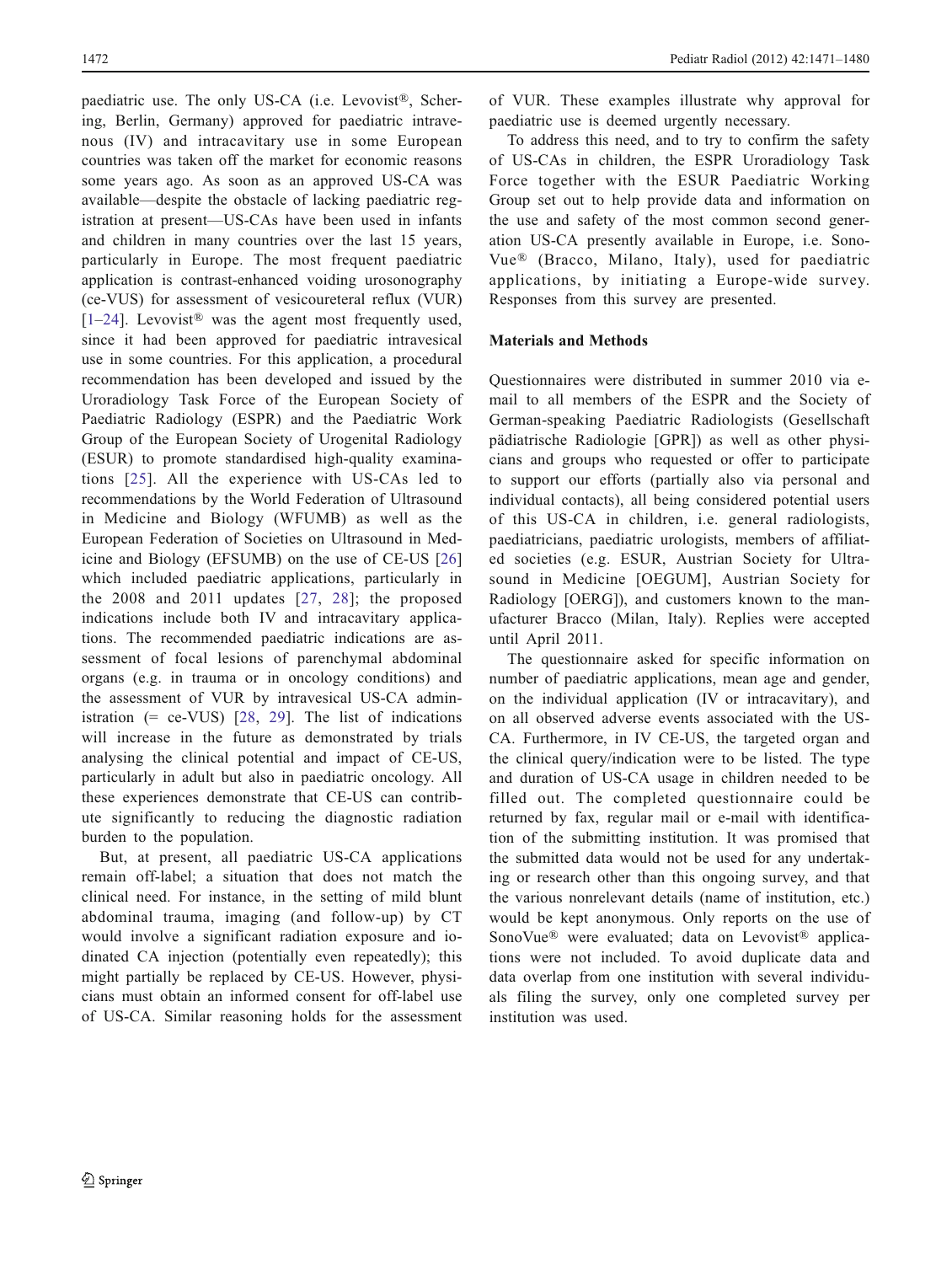paediatric use. The only US-CA (i.e. Levovist®, Schering, Berlin, Germany) approved for paediatric intravenous (IV) and intracavitary use in some European countries was taken off the market for economic reasons some years ago. As soon as an approved US-CA was available—despite the obstacle of lacking paediatric registration at present—US-CAs have been used in infants and children in many countries over the last 15 years, particularly in Europe. The most frequent paediatric application is contrast-enhanced voiding urosonography (ce-VUS) for assessment of vesicoureteral reflux (VUR) [1–24]. Levovist® was the agent most frequently used, since it had been approved for paediatric intravesical use in some countries. For this application, a procedural recommendation has been developed and issued by the Uroradiology Task Force of the European Society of Paediatric Radiology (ESPR) and the Paediatric Work Group of the European Society of Urogenital Radiology (ESUR) to promote standardised high-quality examinations [25]. All the experience with US-CAs led to recommendations by the World Federation of Ultrasound in Medicine and Biology (WFUMB) as well as the European Federation of Societies on Ultrasound in Medicine and Biology (EFSUMB) on the use of CE-US [26] which included paediatric applications, particularly in the 2008 and 2011 updates [27, 28]; the proposed indications include both IV and intracavitary applications. The recommended paediatric indications are assessment of focal lesions of parenchymal abdominal organs (e.g. in trauma or in oncology conditions) and the assessment of VUR by intravesical US-CA administration (= ce-VUS) [28, 29]. The list of indications will increase in the future as demonstrated by trials analysing the clinical potential and impact of CE-US, particularly in adult but also in paediatric oncology. All these experiences demonstrate that CE-US can contribute significantly to reducing the diagnostic radiation burden to the population.

But, at present, all paediatric US-CA applications remain off-label; a situation that does not match the clinical need. For instance, in the setting of mild blunt abdominal trauma, imaging (and follow-up) by CT would involve a significant radiation exposure and iodinated CA injection (potentially even repeatedly); this might partially be replaced by CE-US. However, physicians must obtain an informed consent for off-label use of US-CA. Similar reasoning holds for the assessment of VUR. These examples illustrate why approval for paediatric use is deemed urgently necessary.

To address this need, and to try to confirm the safety of US-CAs in children, the ESPR Uroradiology Task Force together with the ESUR Paediatric Working Group set out to help provide data and information on the use and safety of the most common second generation US-CA presently available in Europe, i.e. SonoVue® (Bracco, Milano, Italy), used for paediatric applications, by initiating a Europe-wide survey. Responses from this survey are presented.

## Materials and Methods

Questionnaires were distributed in summer 2010 via e-mail to all members of the ESPR and the Society of German-speaking Paediatric Radiologists (Gesellschaft pädiatrische Radiologie [GPR]) as well as other physicians and groups who requested or offer to participate to support our efforts (partially also via personal and individual contacts), all being considered potential users of this US-CA in children, i.e. general radiologists, paediatricians, paediatric urologists, members of affiliated societies (e.g. ESUR, Austrian Society for Ultrasound in Medicine [OEGUM], Austrian Society for Radiology [OERG]), and customers known to the manufacturer Bracco (Milan, Italy). Replies were accepted until April 2011.

The questionnaire asked for specific information on number of paediatric applications, mean age and gender, on the individual application (IV or intracavitary), and on all observed adverse events associated with the US-CA. Furthermore, in IV CE-US, the targeted organ and the clinical query/indication were to be listed. The type and duration of US-CA usage in children needed to be filled out. The completed questionnaire could be returned by fax, regular mail or e-mail with identification of the submitting institution. It was promised that the submitted data would not be used for any undertaking or research other than this ongoing survey, and that the various nonrelevant details (name of institution, etc.) would be kept anonymous. Only reports on the use of SonoVue® were evaluated; data on Levovist® applications were not included. To avoid duplicate data and data overlap from one institution with several individuals filing the survey, only one completed survey per institution was used.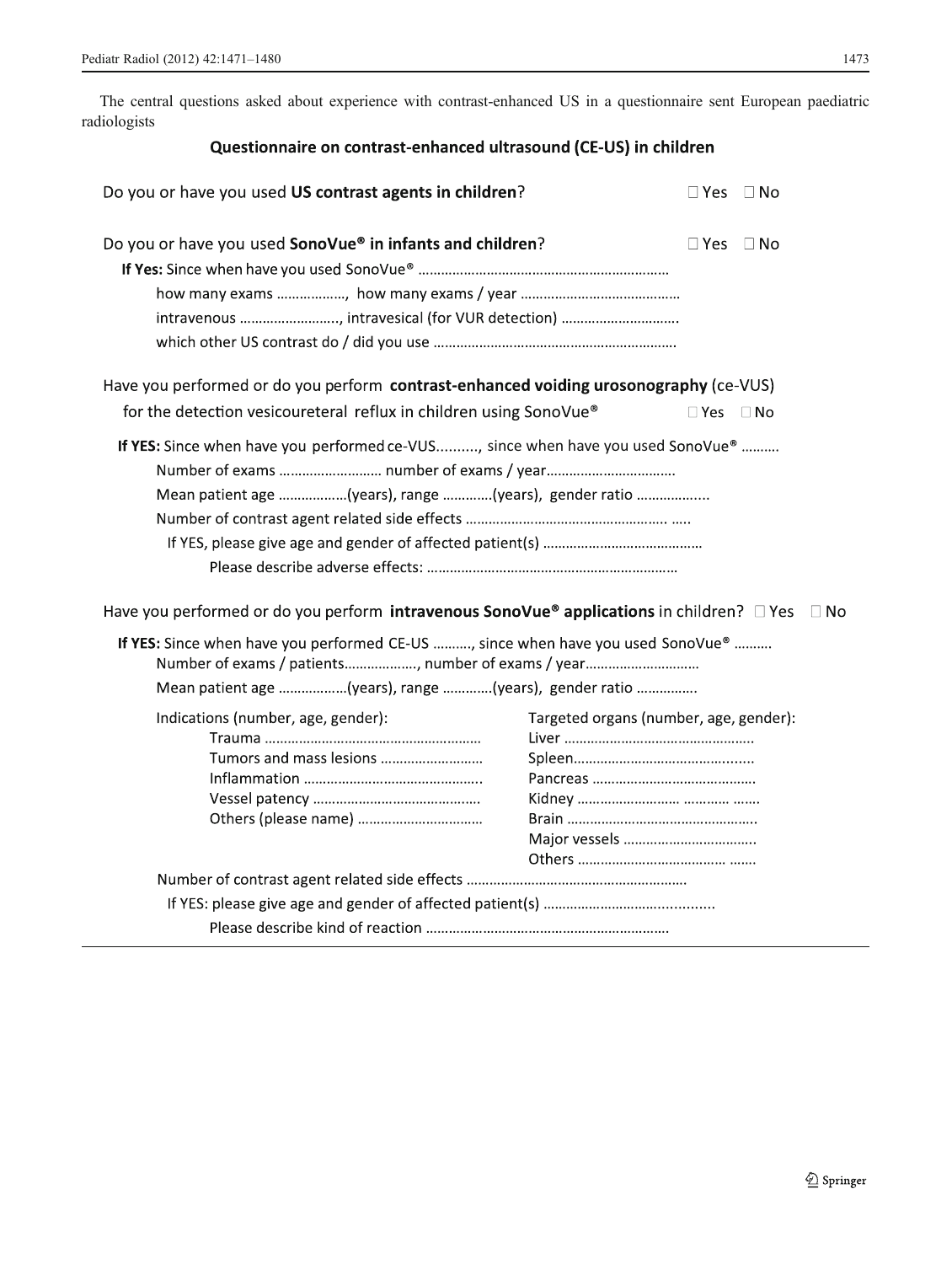The central questions asked about experience with contrast-enhanced US in a questionnaire sent European paediatric radiologists

## Questionnaire on contrast-enhanced ultrasound (CE-US) in children

Do you or have you used **US contrast agents in children**? ☐ Yes ☐ No

Do you or have you used **SonoVue® in infants and children**? ☐ Yes ☐ No

**If Yes:** Since when have you used SonoVue® ……………………………………………………………

how many exams ………………, how many exams / year ……………………………………

intravenous …………………….., intravesical (for VUR detection) …………………………..

which other US contrast do / did you use ………………………………………………………

Have you performed or do you perform **contrast-enhanced voiding urosonography** (ce-VUS) for the detection vesicoureteral reflux in children using SonoVue® ☐ Yes ☐ No

**If YES:** Since when have you performed ce-VUS.........., since when have you used SonoVue® ……….

Number of exams ……………………… number of exams / year……………………………

Mean patient age ………………(years), range …………(years), gender ratio ……………...

Number of contrast agent related side effects ……………………………………………… …..

If YES, please give age and gender of affected patient(s) ……………………………………

Please describe adverse effects: …………………………………………………………

Have you performed or do you perform **intravenous SonoVue® applications** in children? ☐ Yes ☐ No

**If YES:** Since when have you performed CE-US ………., since when have you used SonoVue® ……….

Number of exams / patients………………., number of exams / year…………………………

Mean patient age ………………(years), range …………(years), gender ratio …………….

Indications (number, age, gender):

- Trauma …………………………………………………
- Tumors and mass lesions ………………………
- Inflammation ………………………………………..
- Vessel patency ……………………………………..
- Others (please name) ……………………………

Targeted organs (number, age, gender):

- Liver ………………………………………….
- Spleen………………………………………......
- Pancreas ……………………………………
- Kidney ……………………… ………… …….
- Brain …………………………………………..
- Major vessels ……………………………..
- Others ………………………………… …….

Number of contrast agent related side effects …………………………………………………

If YES: please give age and gender of affected patient(s) ……………………………..........

Please describe kind of reaction ………………………………………………………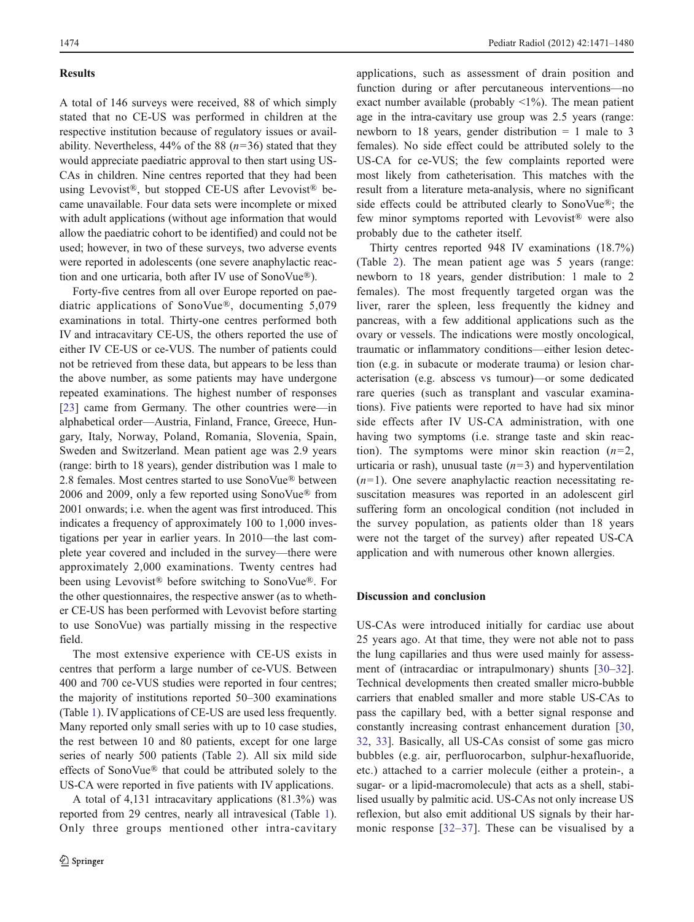## Results

A total of 146 surveys were received, 88 of which simply stated that no CE-US was performed in children at the respective institution because of regulatory issues or availability. Nevertheless, 44% of the 88 ($n=36$) stated that they would appreciate paediatric approval to then start using US-CAs in children. Nine centres reported that they had been using Levovist®, but stopped CE-US after Levovist® became unavailable. Four data sets were incomplete or mixed with adult applications (without age information that would allow the paediatric cohort to be identified) and could not be used; however, in two of these surveys, two adverse events were reported in adolescents (one severe anaphylactic reaction and one urticaria, both after IV use of SonoVue®).

Forty-five centres from all over Europe reported on paediatric applications of SonoVue®, documenting 5,079 examinations in total. Thirty-one centres performed both IV and intracavitary CE-US, the others reported the use of either IV CE-US or ce-VUS. The number of patients could not be retrieved from these data, but appears to be less than the above number, as some patients may have undergone repeated examinations. The highest number of responses [23] came from Germany. The other countries were—in alphabetical order—Austria, Finland, France, Greece, Hungary, Italy, Norway, Poland, Romania, Slovenia, Spain, Sweden and Switzerland. Mean patient age was 2.9 years (range: birth to 18 years), gender distribution was 1 male to 2.8 females. Most centres started to use SonoVue® between 2006 and 2009, only a few reported using SonoVue® from 2001 onwards; i.e. when the agent was first introduced. This indicates a frequency of approximately 100 to 1,000 investigations per year in earlier years. In 2010—the last complete year covered and included in the survey—there were approximately 2,000 examinations. Twenty centres had been using Levovist® before switching to SonoVue®. For the other questionnaires, the respective answer (as to whether CE-US has been performed with Levovist before starting to use SonoVue) was partially missing in the respective field.

The most extensive experience with CE-US exists in centres that perform a large number of ce-VUS. Between 400 and 700 ce-VUS studies were reported in four centres; the majority of institutions reported 50–300 examinations (Table 1). IV applications of CE-US are used less frequently. Many reported only small series with up to 10 case studies, the rest between 10 and 80 patients, except for one large series of nearly 500 patients (Table 2). All six mild side effects of SonoVue® that could be attributed solely to the US-CA were reported in five patients with IV applications.

A total of 4,131 intracavitary applications (81.3%) was reported from 29 centres, nearly all intravesical (Table 1). Only three groups mentioned other intra-cavitary applications, such as assessment of drain position and function during or after percutaneous interventions—no exact number available (probably <1%). The mean patient age in the intra-cavitary use group was 2.5 years (range: newborn to 18 years, gender distribution = 1 male to 3 females). No side effect could be attributed solely to the US-CA for ce-VUS; the few complaints reported were most likely from catheterisation. This matches with the result from a literature meta-analysis, where no significant side effects could be attributed clearly to SonoVue®; the few minor symptoms reported with Levovist® were also probably due to the catheter itself.

Thirty centres reported 948 IV examinations (18.7%) (Table 2). The mean patient age was 5 years (range: newborn to 18 years, gender distribution: 1 male to 2 females). The most frequently targeted organ was the liver, rarer the spleen, less frequently the kidney and pancreas, with a few additional applications such as the ovary or vessels. The indications were mostly oncological, traumatic or inflammatory conditions—either lesion detection (e.g. in subacute or moderate trauma) or lesion characterisation (e.g. abscess vs tumour)—or some dedicated rare queries (such as transplant and vascular examinations). Five patients were reported to have had six minor side effects after IV US-CA administration, with one having two symptoms (i.e. strange taste and skin reaction). The symptoms were minor skin reaction ($n=2$, urticaria or rash), unusual taste ($n=3$) and hyperventilation ($n=1$). One severe anaphylactic reaction necessitating resuscitation measures was reported in an adolescent girl suffering form an oncological condition (not included in the survey population, as patients older than 18 years were not the target of the survey) after repeated US-CA application and with numerous other known allergies.

## Discussion and conclusion

US-CAs were introduced initially for cardiac use about 25 years ago. At that time, they were not able not to pass the lung capillaries and thus were used mainly for assessment of (intracardiac or intrapulmonary) shunts [30–32]. Technical developments then created smaller micro-bubble carriers that enabled smaller and more stable US-CAs to pass the capillary bed, with a better signal response and constantly increasing contrast enhancement duration [30, 32, 33]. Basically, all US-CAs consist of some gas micro bubbles (e.g. air, perfluorocarbon, sulphur-hexafluoride, etc.) attached to a carrier molecule (either a protein-, a sugar- or a lipid-macromolecule) that acts as a shell, stabilised usually by palmitic acid. US-CAs not only increase US reflexion, but also emit additional US signals by their harmonic response [32–37]. These can be visualised by a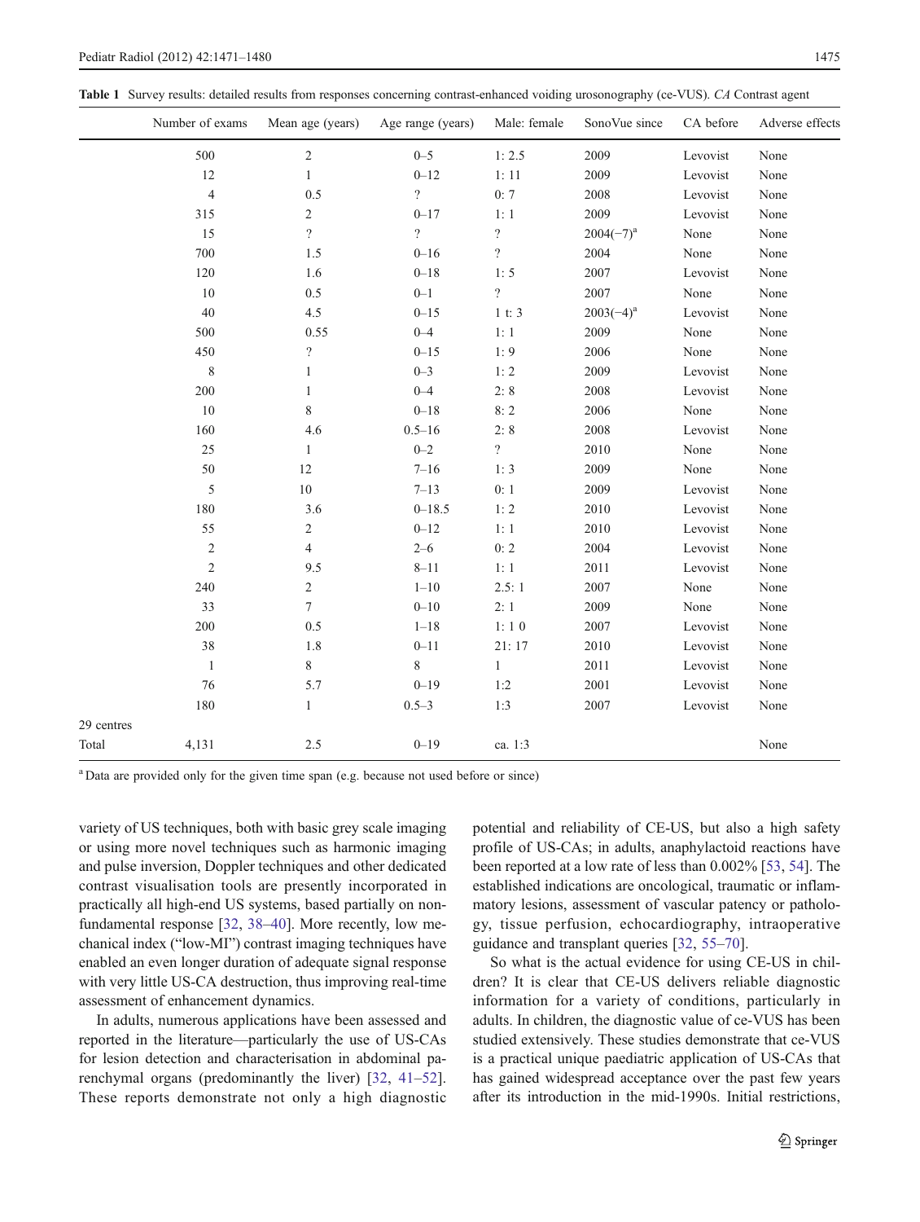**Table 1** Survey results: detailed results from responses concerning contrast-enhanced voiding urosonography (ce-VUS). *CA* Contrast agent

| | Number of exams | Mean age (years) | Age range (years) | Male: female | SonoVue since | CA before | Adverse effects |
|---|---|---|---|---|---|---|---|
| | 500 | 2 | 0–5 | 1: 2.5 | 2009 | Levovist | None |
| | 12 | 1 | 0–12 | 1: 11 | 2009 | Levovist | None |
| | 4 | 0.5 | ? | 0: 7 | 2008 | Levovist | None |
| | 315 | 2 | 0–17 | 1: 1 | 2009 | Levovist | None |
| | 15 | ? | ? | ? | 2004(−7)[a] | None | None |
| | 700 | 1.5 | 0–16 | ? | 2004 | None | None |
| | 120 | 1.6 | 0–18 | 1: 5 | 2007 | Levovist | None |
| | 10 | 0.5 | 0–1 | ? | 2007 | None | None |
| | 40 | 4.5 | 0–15 | 1 t: 3 | 2003(−4)[a] | Levovist | None |
| | 500 | 0.55 | 0–4 | 1: 1 | 2009 | None | None |
| | 450 | ? | 0–15 | 1: 9 | 2006 | None | None |
| | 8 | 1 | 0–3 | 1: 2 | 2009 | Levovist | None |
| | 200 | 1 | 0–4 | 2: 8 | 2008 | Levovist | None |
| | 10 | 8 | 0–18 | 8: 2 | 2006 | None | None |
| | 160 | 4.6 | 0.5–16 | 2: 8 | 2008 | Levovist | None |
| | 25 | 1 | 0–2 | ? | 2010 | None | None |
| | 50 | 12 | 7–16 | 1: 3 | 2009 | None | None |
| | 5 | 10 | 7–13 | 0: 1 | 2009 | Levovist | None |
| | 180 | 3.6 | 0–18.5 | 1: 2 | 2010 | Levovist | None |
| | 55 | 2 | 0–12 | 1: 1 | 2010 | Levovist | None |
| | 2 | 4 | 2–6 | 0: 2 | 2004 | Levovist | None |
| | 2 | 9.5 | 8–11 | 1: 1 | 2011 | Levovist | None |
| | 240 | 2 | 1–10 | 2.5: 1 | 2007 | None | None |
| | 33 | 7 | 0–10 | 2: 1 | 2009 | None | None |
| | 200 | 0.5 | 1–18 | 1: 1 0 | 2007 | Levovist | None |
| | 38 | 1.8 | 0–11 | 21: 17 | 2010 | Levovist | None |
| | 1 | 8 | 8 | 1 | 2011 | Levovist | None |
| | 76 | 5.7 | 0–19 | 1:2 | 2001 | Levovist | None |
| | 180 | 1 | 0.5–3 | 1:3 | 2007 | Levovist | None |
| 29 centres | | | | | | | |
| Total | 4,131 | 2.5 | 0–19 | ca. 1:3 | | | None |

[a] Data are provided only for the given time span (e.g. because not used before or since)

variety of US techniques, both with basic grey scale imaging or using more novel techniques such as harmonic imaging and pulse inversion, Doppler techniques and other dedicated contrast visualisation tools are presently incorporated in practically all high-end US systems, based partially on non-fundamental response [32, 38–40]. More recently, low mechanical index ("low-MI") contrast imaging techniques have enabled an even longer duration of adequate signal response with very little US-CA destruction, thus improving real-time assessment of enhancement dynamics.

In adults, numerous applications have been assessed and reported in the literature—particularly the use of US-CAs for lesion detection and characterisation in abdominal parenchymal organs (predominantly the liver) [32, 41–52]. These reports demonstrate not only a high diagnostic potential and reliability of CE-US, but also a high safety profile of US-CAs; in adults, anaphylactoid reactions have been reported at a low rate of less than 0.002% [53, 54]. The established indications are oncological, traumatic or inflammatory lesions, assessment of vascular patency or pathology, tissue perfusion, echocardiography, intraoperative guidance and transplant queries [32, 55–70].

So what is the actual evidence for using CE-US in children? It is clear that CE-US delivers reliable diagnostic information for a variety of conditions, particularly in adults. In children, the diagnostic value of ce-VUS has been studied extensively. These studies demonstrate that ce-VUS is a practical unique paediatric application of US-CAs that has gained widespread acceptance over the past few years after its introduction in the mid-1990s. Initial restrictions,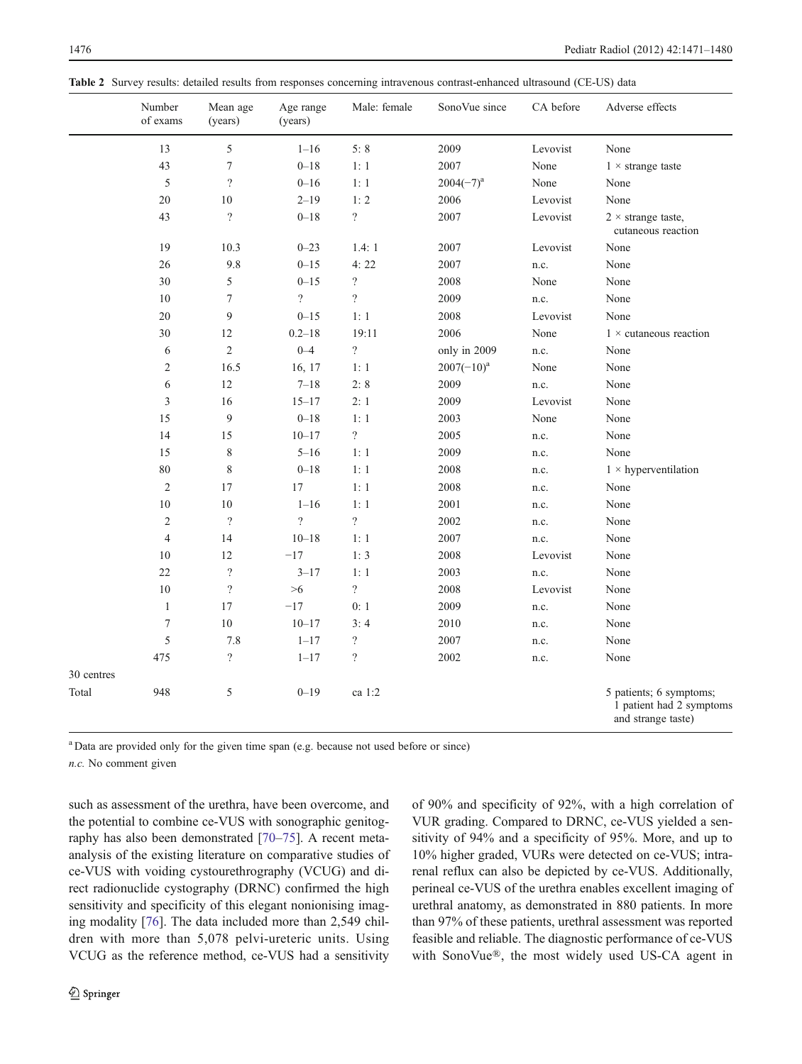**Table 2** Survey results: detailed results from responses concerning intravenous contrast-enhanced ultrasound (CE-US) data

| | Number of exams | Mean age (years) | Age range (years) | Male: female | SonoVue since | CA before | Adverse effects |
|---|---|---|---|---|---|---|---|
| | 13 | 5 | 1–16 | 5: 8 | 2009 | Levovist | None |
| | 43 | 7 | 0–18 | 1: 1 | 2007 | None | 1 × strange taste |
| | 5 | ? | 0–16 | 1: 1 | 2004(−7)[a] | None | None |
| | 20 | 10 | 2–19 | 1: 2 | 2006 | Levovist | None |
| | 43 | ? | 0–18 | ? | 2007 | Levovist | 2 × strange taste, cutaneous reaction |
| | 19 | 10.3 | 0–23 | 1.4: 1 | 2007 | Levovist | None |
| | 26 | 9.8 | 0–15 | 4: 22 | 2007 | n.c. | None |
| | 30 | 5 | 0–15 | ? | 2008 | None | None |
| | 10 | 7 | ? | ? | 2009 | n.c. | None |
| | 20 | 9 | 0–15 | 1: 1 | 2008 | Levovist | None |
| | 30 | 12 | 0.2–18 | 19:11 | 2006 | None | 1 × cutaneous reaction |
| | 6 | 2 | 0–4 | ? | only in 2009 | n.c. | None |
| | 2 | 16.5 | 16, 17 | 1: 1 | 2007(−10)[a] | None | None |
| | 6 | 12 | 7–18 | 2: 8 | 2009 | n.c. | None |
| | 3 | 16 | 15–17 | 2: 1 | 2009 | Levovist | None |
| | 15 | 9 | 0–18 | 1: 1 | 2003 | None | None |
| | 14 | 15 | 10–17 | ? | 2005 | n.c. | None |
| | 15 | 8 | 5–16 | 1: 1 | 2009 | n.c. | None |
| | 80 | 8 | 0–18 | 1: 1 | 2008 | n.c. | 1 × hyperventilation |
| | 2 | 17 | 17 | 1: 1 | 2008 | n.c. | None |
| | 10 | 10 | 1–16 | 1: 1 | 2001 | n.c. | None |
| | 2 | ? | ? | ? | 2002 | n.c. | None |
| | 4 | 14 | 10–18 | 1: 1 | 2007 | n.c. | None |
| | 10 | 12 | −17 | 1: 3 | 2008 | Levovist | None |
| | 22 | ? | 3–17 | 1: 1 | 2003 | n.c. | None |
| | 10 | ? | >6 | ? | 2008 | Levovist | None |
| | 1 | 17 | −17 | 0: 1 | 2009 | n.c. | None |
| | 7 | 10 | 10–17 | 3: 4 | 2010 | n.c. | None |
| | 5 | 7.8 | 1–17 | ? | 2007 | n.c. | None |
| | 475 | ? | 1–17 | ? | 2002 | n.c. | None |
| 30 centres | | | | | | | |
| Total | 948 | 5 | 0–19 | ca 1:2 | | | 5 patients; 6 symptoms; 1 patient had 2 symptoms and strange taste) |

[a] Data are provided only for the given time span (e.g. because not used before or since)

*n.c.* No comment given

such as assessment of the urethra, have been overcome, and the potential to combine ce-VUS with sonographic genitography has also been demonstrated [70–75]. A recent meta-analysis of the existing literature on comparative studies of ce-VUS with voiding cystourethrography (VCUG) and direct radionuclide cystography (DRNC) confirmed the high sensitivity and specificity of this elegant nonionising imaging modality [76]. The data included more than 2,549 children with more than 5,078 pelvi-ureteric units. Using VCUG as the reference method, ce-VUS had a sensitivity of 90% and specificity of 92%, with a high correlation of VUR grading. Compared to DRNC, ce-VUS yielded a sensitivity of 94% and a specificity of 95%. More, and up to 10% higher graded, VURs were detected on ce-VUS; intrarenal reflux can also be depicted by ce-VUS. Additionally, perineal ce-VUS of the urethra enables excellent imaging of urethral anatomy, as demonstrated in 880 patients. In more than 97% of these patients, urethral assessment was reported feasible and reliable. The diagnostic performance of ce-VUS with SonoVue®, the most widely used US-CA agent in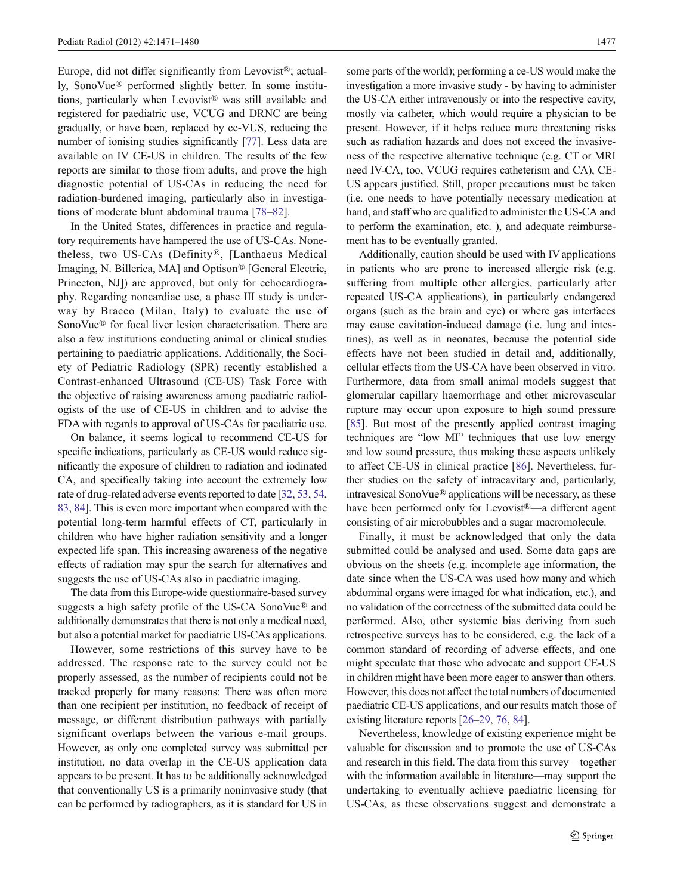Europe, did not differ significantly from Levovist®; actually, SonoVue® performed slightly better. In some institutions, particularly when Levovist® was still available and registered for paediatric use, VCUG and DRNC are being gradually, or have been, replaced by ce-VUS, reducing the number of ionising studies significantly [77]. Less data are available on IV CE-US in children. The results of the few reports are similar to those from adults, and prove the high diagnostic potential of US-CAs in reducing the need for radiation-burdened imaging, particularly also in investigations of moderate blunt abdominal trauma [78–82].

In the United States, differences in practice and regulatory requirements have hampered the use of US-CAs. Nonetheless, two US-CAs (Definity®, [Lanthaeus Medical Imaging, N. Billerica, MA] and Optison® [General Electric, Princeton, NJ]) are approved, but only for echocardiography. Regarding noncardiac use, a phase III study is underway by Bracco (Milan, Italy) to evaluate the use of SonoVue® for focal liver lesion characterisation. There are also a few institutions conducting animal or clinical studies pertaining to paediatric applications. Additionally, the Society of Pediatric Radiology (SPR) recently established a Contrast-enhanced Ultrasound (CE-US) Task Force with the objective of raising awareness among paediatric radiologists of the use of CE-US in children and to advise the FDA with regards to approval of US-CAs for paediatric use.

On balance, it seems logical to recommend CE-US for specific indications, particularly as CE-US would reduce significantly the exposure of children to radiation and iodinated CA, and specifically taking into account the extremely low rate of drug-related adverse events reported to date [32, 53, 54, 83, 84]. This is even more important when compared with the potential long-term harmful effects of CT, particularly in children who have higher radiation sensitivity and a longer expected life span. This increasing awareness of the negative effects of radiation may spur the search for alternatives and suggests the use of US-CAs also in paediatric imaging.

The data from this Europe-wide questionnaire-based survey suggests a high safety profile of the US-CA SonoVue® and additionally demonstrates that there is not only a medical need, but also a potential market for paediatric US-CAs applications.

However, some restrictions of this survey have to be addressed. The response rate to the survey could not be properly assessed, as the number of recipients could not be tracked properly for many reasons: There was often more than one recipient per institution, no feedback of receipt of message, or different distribution pathways with partially significant overlaps between the various e-mail groups. However, as only one completed survey was submitted per institution, no data overlap in the CE-US application data appears to be present. It has to be additionally acknowledged that conventionally US is a primarily noninvasive study (that can be performed by radiographers, as it is standard for US in some parts of the world); performing a ce-US would make the investigation a more invasive study - by having to administer the US-CA either intravenously or into the respective cavity, mostly via catheter, which would require a physician to be present. However, if it helps reduce more threatening risks such as radiation hazards and does not exceed the invasiveness of the respective alternative technique (e.g. CT or MRI need IV-CA, too, VCUG requires catheterism and CA), CE-US appears justified. Still, proper precautions must be taken (i.e. one needs to have potentially necessary medication at hand, and staff who are qualified to administer the US-CA and to perform the examination, etc. ), and adequate reimbursement has to be eventually granted.

Additionally, caution should be used with IV applications in patients who are prone to increased allergic risk (e.g. suffering from multiple other allergies, particularly after repeated US-CA applications), in particularly endangered organs (such as the brain and eye) or where gas interfaces may cause cavitation-induced damage (i.e. lung and intestines), as well as in neonates, because the potential side effects have not been studied in detail and, additionally, cellular effects from the US-CA have been observed in vitro. Furthermore, data from small animal models suggest that glomerular capillary haemorrhage and other microvascular rupture may occur upon exposure to high sound pressure [85]. But most of the presently applied contrast imaging techniques are "low MI" techniques that use low energy and low sound pressure, thus making these aspects unlikely to affect CE-US in clinical practice [86]. Nevertheless, further studies on the safety of intracavitary and, particularly, intravesical SonoVue® applications will be necessary, as these have been performed only for Levovist®—a different agent consisting of air microbubbles and a sugar macromolecule.

Finally, it must be acknowledged that only the data submitted could be analysed and used. Some data gaps are obvious on the sheets (e.g. incomplete age information, the date since when the US-CA was used how many and which abdominal organs were imaged for what indication, etc.), and no validation of the correctness of the submitted data could be performed. Also, other systemic bias deriving from such retrospective surveys has to be considered, e.g. the lack of a common standard of recording of adverse effects, and one might speculate that those who advocate and support CE-US in children might have been more eager to answer than others. However, this does not affect the total numbers of documented paediatric CE-US applications, and our results match those of existing literature reports [26–29, 76, 84].

Nevertheless, knowledge of existing experience might be valuable for discussion and to promote the use of US-CAs and research in this field. The data from this survey—together with the information available in literature—may support the undertaking to eventually achieve paediatric licensing for US-CAs, as these observations suggest and demonstrate a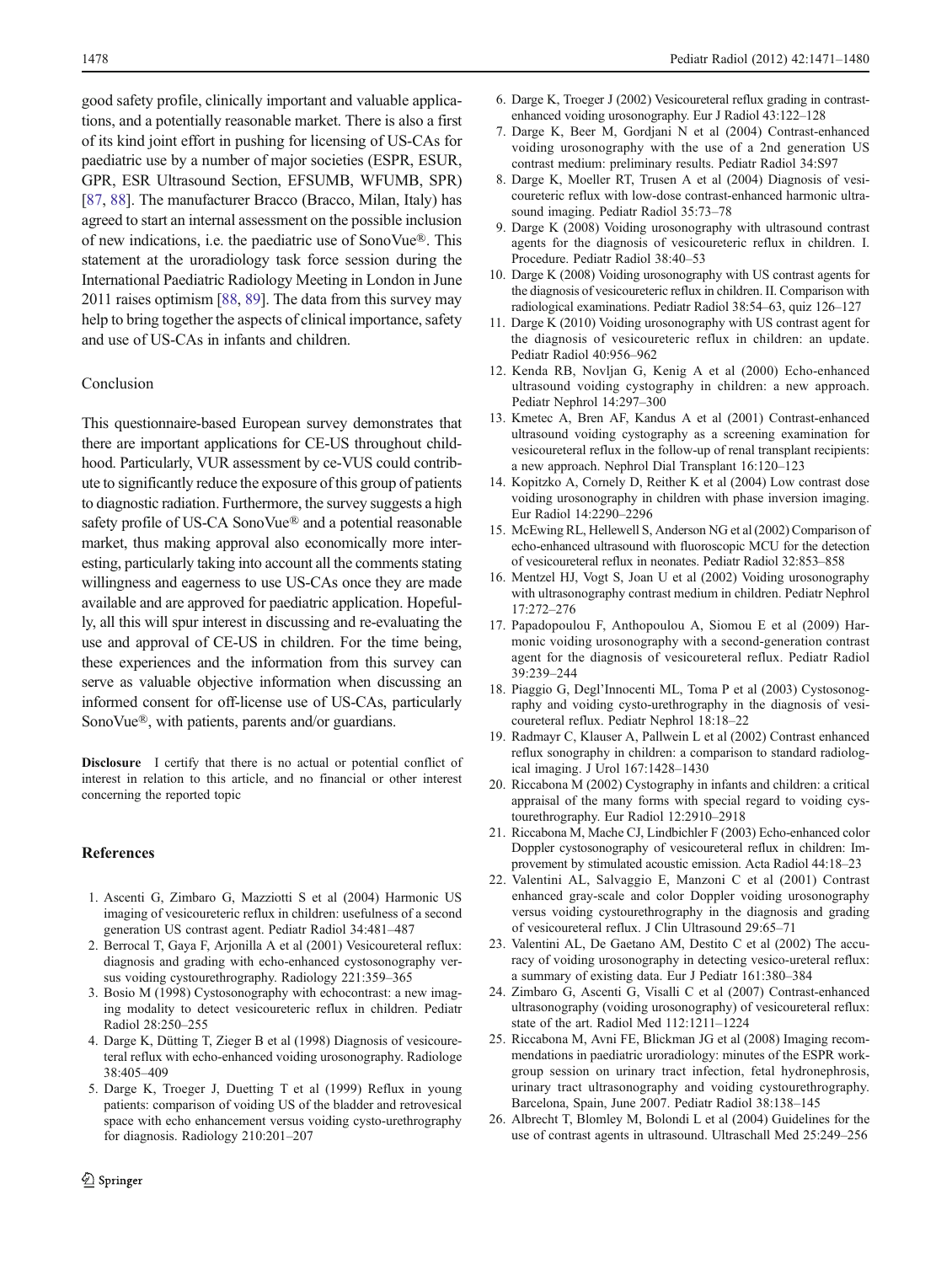good safety profile, clinically important and valuable applications, and a potentially reasonable market. There is also a first of its kind joint effort in pushing for licensing of US-CAs for paediatric use by a number of major societies (ESPR, ESUR, GPR, ESR Ultrasound Section, EFSUMB, WFUMB, SPR) [87, 88]. The manufacturer Bracco (Bracco, Milan, Italy) has agreed to start an internal assessment on the possible inclusion of new indications, i.e. the paediatric use of SonoVue®. This statement at the uroradiology task force session during the International Paediatric Radiology Meeting in London in June 2011 raises optimism [88, 89]. The data from this survey may help to bring together the aspects of clinical importance, safety and use of US-CAs in infants and children.

## Conclusion

This questionnaire-based European survey demonstrates that there are important applications for CE-US throughout childhood. Particularly, VUR assessment by ce-VUS could contribute to significantly reduce the exposure of this group of patients to diagnostic radiation. Furthermore, the survey suggests a high safety profile of US-CA SonoVue® and a potential reasonable market, thus making approval also economically more interesting, particularly taking into account all the comments stating willingness and eagerness to use US-CAs once they are made available and are approved for paediatric application. Hopefully, all this will spur interest in discussing and re-evaluating the use and approval of CE-US in children. For the time being, these experiences and the information from this survey can serve as valuable objective information when discussing an informed consent for off-license use of US-CAs, particularly SonoVue®, with patients, parents and/or guardians.

**Disclosure** I certify that there is no actual or potential conflict of interest in relation to this article, and no financial or other interest concerning the reported topic

## References

1. Ascenti G, Zimbaro G, Mazziotti S et al (2004) Harmonic US imaging of vesicoureteric reflux in children: usefulness of a second generation US contrast agent. Pediatr Radiol 34:481–487
2. Berrocal T, Gaya F, Arjonilla A et al (2001) Vesicoureteral reflux: diagnosis and grading with echo-enhanced cystosonography versus voiding cystourethrography. Radiology 221:359–365
3. Bosio M (1998) Cystosonography with echocontrast: a new imaging modality to detect vesicoureteric reflux in children. Pediatr Radiol 28:250–255
4. Darge K, Dütting T, Zieger B et al (1998) Diagnosis of vesicoureteral reflux with echo-enhanced voiding urosonography. Radiologe 38:405–409
5. Darge K, Troeger J, Duetting T et al (1999) Reflux in young patients: comparison of voiding US of the bladder and retrovesical space with echo enhancement versus voiding cysto-urethrography for diagnosis. Radiology 210:201–207
6. Darge K, Troeger J (2002) Vesicoureteral reflux grading in contrast-enhanced voiding urosonography. Eur J Radiol 43:122–128
7. Darge K, Beer M, Gordjani N et al (2004) Contrast-enhanced voiding urosonography with the use of a 2nd generation US contrast medium: preliminary results. Pediatr Radiol 34:S97
8. Darge K, Moeller RT, Trusen A et al (2004) Diagnosis of vesicoureteric reflux with low-dose contrast-enhanced harmonic ultrasound imaging. Pediatr Radiol 35:73–78
9. Darge K (2008) Voiding urosonography with ultrasound contrast agents for the diagnosis of vesicoureteric reflux in children. I. Procedure. Pediatr Radiol 38:40–53
10. Darge K (2008) Voiding urosonography with US contrast agents for the diagnosis of vesicoureteric reflux in children. II. Comparison with radiological examinations. Pediatr Radiol 38:54–63, quiz 126–127
11. Darge K (2010) Voiding urosonography with US contrast agent for the diagnosis of vesicoureteric reflux in children: an update. Pediatr Radiol 40:956–962
12. Kenda RB, Novljan G, Kenig A et al (2000) Echo-enhanced ultrasound voiding cystography in children: a new approach. Pediatr Nephrol 14:297–300
13. Kmetec A, Bren AF, Kandus A et al (2001) Contrast-enhanced ultrasound voiding cystography as a screening examination for vesicoureteral reflux in the follow-up of renal transplant recipients: a new approach. Nephrol Dial Transplant 16:120–123
14. Kopitzko A, Cornely D, Reither K et al (2004) Low contrast dose voiding urosonography in children with phase inversion imaging. Eur Radiol 14:2290–2296
15. McEwing RL, Hellewell S, Anderson NG et al (2002) Comparison of echo-enhanced ultrasound with fluoroscopic MCU for the detection of vesicoureteral reflux in neonates. Pediatr Radiol 32:853–858
16. Mentzel HJ, Vogt S, Joan U et al (2002) Voiding urosonography with ultrasonography contrast medium in children. Pediatr Nephrol 17:272–276
17. Papadopoulou F, Anthopoulou A, Siomou E et al (2009) Harmonic voiding urosonography with a second-generation contrast agent for the diagnosis of vesicoureteral reflux. Pediatr Radiol 39:239–244
18. Piaggio G, Degl'Innocenti ML, Toma P et al (2003) Cystosonography and voiding cysto-urethrography in the diagnosis of vesicoureteral reflux. Pediatr Nephrol 18:18–22
19. Radmayr C, Klauser A, Pallwein L et al (2002) Contrast enhanced reflux sonography in children: a comparison to standard radiological imaging. J Urol 167:1428–1430
20. Riccabona M (2002) Cystography in infants and children: a critical appraisal of the many forms with special regard to voiding cystourethrography. Eur Radiol 12:2910–2918
21. Riccabona M, Mache CJ, Lindbichler F (2003) Echo-enhanced color Doppler cystosonography of vesicoureteral reflux in children: Improvement by stimulated acoustic emission. Acta Radiol 44:18–23
22. Valentini AL, Salvaggio E, Manzoni C et al (2001) Contrast enhanced gray-scale and color Doppler voiding urosonography versus voiding cystourethrography in the diagnosis and grading of vesicoureteral reflux. J Clin Ultrasound 29:65–71
23. Valentini AL, De Gaetano AM, Destito C et al (2002) The accuracy of voiding urosonography in detecting vesico-ureteral reflux: a summary of existing data. Eur J Pediatr 161:380–384
24. Zimbaro G, Ascenti G, Visalli C et al (2007) Contrast-enhanced ultrasonography (voiding urosonography) of vesicoureteral reflux: state of the art. Radiol Med 112:1211–1224
25. Riccabona M, Avni FE, Blickman JG et al (2008) Imaging recommendations in paediatric uroradiology: minutes of the ESPR workgroup session on urinary tract infection, fetal hydronephrosis, urinary tract ultrasonography and voiding cystourethrography. Barcelona, Spain, June 2007. Pediatr Radiol 38:138–145
26. Albrecht T, Blomley M, Bolondi L et al (2004) Guidelines for the use of contrast agents in ultrasound. Ultraschall Med 25:249–256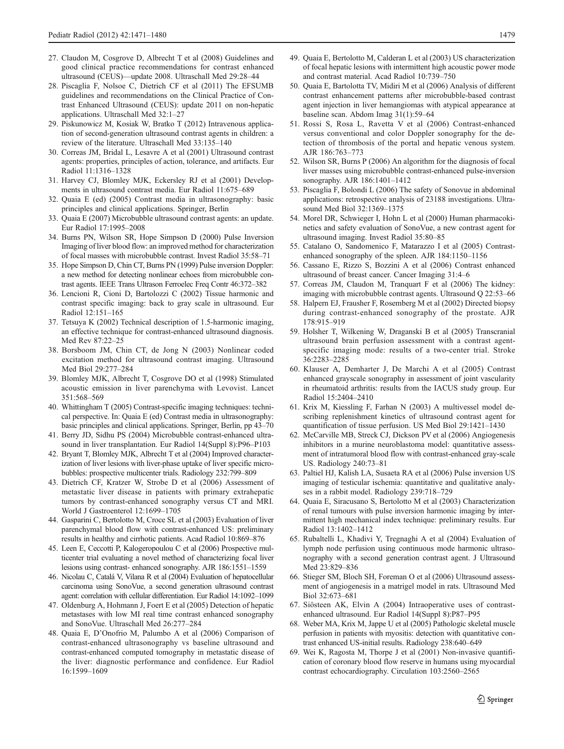27. Claudon M, Cosgrove D, Albrecht T et al (2008) Guidelines and good clinical practice recommendations for contrast enhanced ultrasound (CEUS)—update 2008. Ultraschall Med 29:28–44
28. Piscaglia F, Nolsoe C, Dietrich CF et al (2011) The EFSUMB guidelines and recommendations on the Clinical Practice of Contrast Enhanced Ultrasound (CEUS): update 2011 on non-hepatic applications. Ultraschall Med 32:1–27
29. Piskunowicz M, Kosiak W, Bratko T (2012) Intravenous application of second-generation ultrasound contrast agents in children: a review of the literature. Ultraschall Med 33:135–140
30. Correas JM, Bridal L, Lesavre A et al (2001) Ultrasound contrast agents: properties, principles of action, tolerance, and artifacts. Eur Radiol 11:1316–1328
31. Harvey CJ, Blomley MJK, Eckersley RJ et al (2001) Developments in ultrasound contrast media. Eur Radiol 11:675–689
32. Quaia E (ed) (2005) Contrast media in ultrasonography: basic principles and clinical applications. Springer, Berlin
33. Quaia E (2007) Microbubble ultrasound contrast agents: an update. Eur Radiol 17:1995–2008
34. Burns PN, Wilson SR, Hope Simpson D (2000) Pulse Inversion Imaging of liver blood flow: an improved method for characterization of focal masses with microbubble contrast. Invest Radiol 35:58–71
35. Hope Simpson D, Chin CT, Burns PN (1999) Pulse inversion Doppler: a new method for detecting nonlinear echoes from microbubble contrast agents. IEEE Trans Ultrason Ferroelec Freq Contr 46:372–382
36. Lencioni R, Cioni D, Bartolozzi C (2002) Tissue harmonic and contrast specific imaging: back to gray scale in ultrasound. Eur Radiol 12:151–165
37. Tetsuya K (2002) Technical description of 1.5-harmonic imaging, an effective technique for contrast-enhanced ultrasound diagnosis. Med Rev 87:22–25
38. Borsboom JM, Chin CT, de Jong N (2003) Nonlinear coded excitation method for ultrasound contrast imaging. Ultrasound Med Biol 29:277–284
39. Blomley MJK, Albrecht T, Cosgrove DO et al (1998) Stimulated acoustic emission in liver parenchyma with Levovist. Lancet 351:568–569
40. Whittingham T (2005) Contrast-specific imaging techniques: technical perspective. In: Quaia E (ed) Contrast media in ultrasonography: basic principles and clinical applications. Springer, Berlin, pp 43–70
41. Berry JD, Sidhu PS (2004) Microbubble contrast-enhanced ultrasound in liver transplantation. Eur Radiol 14(Suppl 8):P96–P103
42. Bryant T, Blomley MJK, Albrecht T et al (2004) Improved characterization of liver lesions with liver-phase uptake of liver specific microbubbles: prospective multicenter trials. Radiology 232:799–809
43. Dietrich CF, Kratzer W, Strobe D et al (2006) Assessment of metastatic liver disease in patients with primary extrahepatic tumors by contrast-enhanced sonography versus CT and MRI. World J Gastroenterol 12:1699–1705
44. Gasparini C, Bertolotto M, Croce SL et al (2003) Evaluation of liver parenchymal blood flow with contrast-enhanced US: preliminary results in healthy and cirrhotic patients. Acad Radiol 10:869–876
45. Leen E, Ceccotti P, Kalogeropoulou C et al (2006) Prospective multicenter trial evaluating a novel method of characterizing focal liver lesions using contrast- enhanced sonography. AJR 186:1551–1559
46. Nicolau C, Catalá V, Vilana R et al (2004) Evaluation of hepatocellular carcinoma using SonoVue, a second generation ultrasound contrast agent: correlation with cellular differentiation. Eur Radiol 14:1092–1099
47. Oldenburg A, Hohmann J, Foert E et al (2005) Detection of hepatic metastases with low MI real time contrast enhanced sonography and SonoVue. Ultraschall Med 26:277–284
48. Quaia E, D'Onofrio M, Palumbo A et al (2006) Comparison of contrast-enhanced ultrasonography vs baseline ultrasound and contrast-enhanced computed tomography in metastatic disease of the liver: diagnostic performance and confidence. Eur Radiol 16:1599–1609
49. Quaia E, Bertolotto M, Calderan L et al (2003) US characterization of focal hepatic lesions with intermittent high acoustic power mode and contrast material. Acad Radiol 10:739–750
50. Quaia E, Bartolotta TV, Midiri M et al (2006) Analysis of different contrast enhancement patterns after microbubble-based contrast agent injection in liver hemangiomas with atypical appearance at baseline scan. Abdom Imag 31(1):59–64
51. Rossi S, Rosa L, Ravetta V et al (2006) Contrast-enhanced versus conventional and color Doppler sonography for the detection of thrombosis of the portal and hepatic venous system. AJR 186:763–773
52. Wilson SR, Burns P (2006) An algorithm for the diagnosis of focal liver masses using microbubble contrast-enhanced pulse-inversion sonography. AJR 186:1401–1412
53. Piscaglia F, Bolondi L (2006) The safety of Sonovue in abdominal applications: retrospective analysis of 23188 investigations. Ultrasound Med Biol 32:1369–1375
54. Morel DR, Schwieger I, Hohn L et al (2000) Human pharmacokinetics and safety evaluation of SonoVue, a new contrast agent for ultrasound imaging. Invest Radiol 35:80–85
55. Catalano O, Sandomenico F, Matarazzo I et al (2005) Contrast-enhanced sonography of the spleen. AJR 184:1150–1156
56. Cassano E, Rizzo S, Bozzini A et al (2006) Contrast enhanced ultrasound of breast cancer. Cancer Imaging 31:4–6
57. Correas JM, Claudon M, Tranquart F et al (2006) The kidney: imaging with microbubble contrast agents. Ultrasound Q 22:53–66
58. Halpern EJ, Frausher F, Rosemberg M et al (2002) Directed biopsy during contrast-enhanced sonography of the prostate. AJR 178:915–919
59. Holsher T, Wilkening W, Draganski B et al (2005) Transcranial ultrasound brain perfusion assessment with a contrast agent-specific imaging mode: results of a two-center trial. Stroke 36:2283–2285
60. Klauser A, Demharter J, De Marchi A et al (2005) Contrast enhanced grayscale sonography in assessment of joint vascularity in rheumatoid arthritis: results from the IACUS study group. Eur Radiol 15:2404–2410
61. Krix M, Kiessling F, Farhan N (2003) A multivessel model describing replenishment kinetics of ultrasound contrast agent for quantification of tissue perfusion. US Med Biol 29:1421–1430
62. McCarville MB, Streck CJ, Dickson PV et al (2006) Angiogenesis inhibitors in a murine neuroblastoma model: quantitative assessment of intratumoral blood flow with contrast-enhanced gray-scale US. Radiology 240:73–81
63. Paltiel HJ, Kalish LA, Susaeta RA et al (2006) Pulse inversion US imaging of testicular ischemia: quantitative and qualitative analyses in a rabbit model. Radiology 239:718–729
64. Quaia E, Siracusano S, Bertolotto M et al (2003) Characterization of renal tumours with pulse inversion harmonic imaging by intermittent high mechanical index technique: preliminary results. Eur Radiol 13:1402–1412
65. Rubaltelli L, Khadivi Y, Tregnaghi A et al (2004) Evaluation of lymph node perfusion using continuous mode harmonic ultrasonography with a second generation contrast agent. J Ultrasound Med 23:829–836
66. Stieger SM, Bloch SH, Foreman O et al (2006) Ultrasound assessment of angiogenesis in a matrigel model in rats. Ultrasound Med Biol 32:673–681
67. Siösteen AK, Elvin A (2004) Intraoperative uses of contrast-enhanced ultrasound. Eur Radiol 14(Suppl 8):P87–P95
68. Weber MA, Krix M, Jappe U et al (2005) Pathologic skeletal muscle perfusion in patients with myositis: detection with quantitative contrast enhanced US-initial results. Radiology 238:640–649
69. Wei K, Ragosta M, Thorpe J et al (2001) Non-invasive quantification of coronary blood flow reserve in humans using myocardial contrast echocardiography. Circulation 103:2560–2565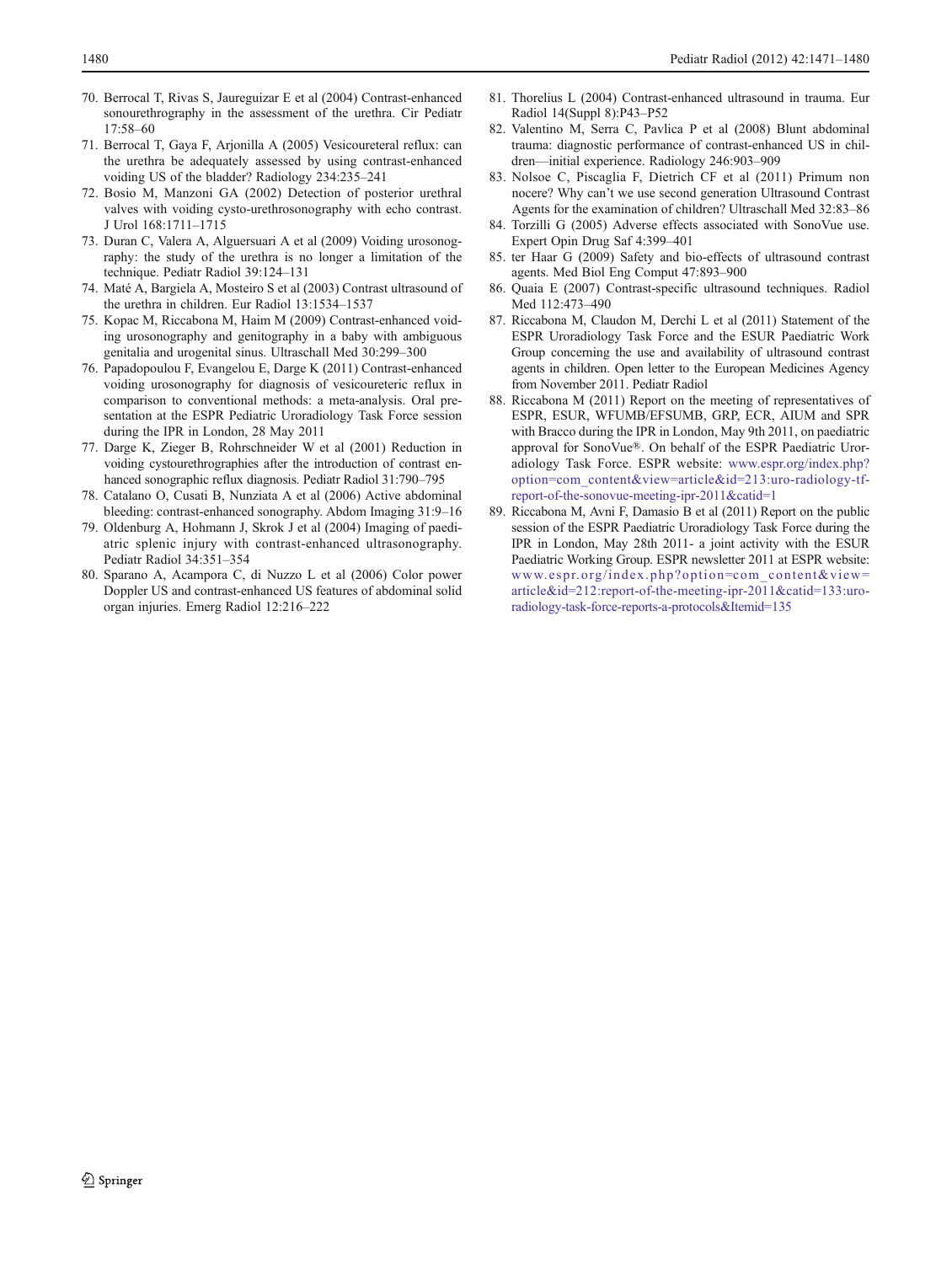70. Berrocal T, Rivas S, Jaureguizar E et al (2004) Contrast-enhanced sonourethrography in the assessment of the urethra. Cir Pediatr 17:58–60
71. Berrocal T, Gaya F, Arjonilla A (2005) Vesicoureteral reflux: can the urethra be adequately assessed by using contrast-enhanced voiding US of the bladder? Radiology 234:235–241
72. Bosio M, Manzoni GA (2002) Detection of posterior urethral valves with voiding cysto-urethrosonography with echo contrast. J Urol 168:1711–1715
73. Duran C, Valera A, Alguersuari A et al (2009) Voiding urosonography: the study of the urethra is no longer a limitation of the technique. Pediatr Radiol 39:124–131
74. Maté A, Bargiela A, Mosteiro S et al (2003) Contrast ultrasound of the urethra in children. Eur Radiol 13:1534–1537
75. Kopac M, Riccabona M, Haim M (2009) Contrast-enhanced voiding urosonography and genitography in a baby with ambiguous genitalia and urogenital sinus. Ultraschall Med 30:299–300
76. Papadopoulou F, Evangelou E, Darge K (2011) Contrast-enhanced voiding urosonography for diagnosis of vesicoureteric reflux in comparison to conventional methods: a meta-analysis. Oral presentation at the ESPR Pediatric Uroradiology Task Force session during the IPR in London, 28 May 2011
77. Darge K, Zieger B, Rohrschneider W et al (2001) Reduction in voiding cystourethrographies after the introduction of contrast enhanced sonographic reflux diagnosis. Pediatr Radiol 31:790–795
78. Catalano O, Cusati B, Nunziata A et al (2006) Active abdominal bleeding: contrast-enhanced sonography. Abdom Imaging 31:9–16
79. Oldenburg A, Hohmann J, Skrok J et al (2004) Imaging of paediatric splenic injury with contrast-enhanced ultrasonography. Pediatr Radiol 34:351–354
80. Sparano A, Acampora C, di Nuzzo L et al (2006) Color power Doppler US and contrast-enhanced US features of abdominal solid organ injuries. Emerg Radiol 12:216–222
81. Thorelius L (2004) Contrast-enhanced ultrasound in trauma. Eur Radiol 14(Suppl 8):P43–P52
82. Valentino M, Serra C, Pavlica P et al (2008) Blunt abdominal trauma: diagnostic performance of contrast-enhanced US in children—initial experience. Radiology 246:903–909
83. Nolsoe C, Piscaglia F, Dietrich CF et al (2011) Primum non nocere? Why can't we use second generation Ultrasound Contrast Agents for the examination of children? Ultraschall Med 32:83–86
84. Torzilli G (2005) Adverse effects associated with SonoVue use. Expert Opin Drug Saf 4:399–401
85. ter Haar G (2009) Safety and bio-effects of ultrasound contrast agents. Med Biol Eng Comput 47:893–900
86. Quaia E (2007) Contrast-specific ultrasound techniques. Radiol Med 112:473–490
87. Riccabona M, Claudon M, Derchi L et al (2011) Statement of the ESPR Uroradiology Task Force and the ESUR Paediatric Work Group concerning the use and availability of ultrasound contrast agents in children. Open letter to the European Medicines Agency from November 2011. Pediatr Radiol
88. Riccabona M (2011) Report on the meeting of representatives of ESPR, ESUR, WFUMB/EFSUMB, GRP, ECR, AIUM and SPR with Bracco during the IPR in London, May 9th 2011, on paediatric approval for SonoVue®. On behalf of the ESPR Paediatric Uroradiology Task Force. ESPR website: www.espr.org/index.php?option=com_content&view=article&id=213:uro-radiology-tf-report-of-the-sonovue-meeting-ipr-2011&catid=1
89. Riccabona M, Avni F, Damasio B et al (2011) Report on the public session of the ESPR Paediatric Uroradiology Task Force during the IPR in London, May 28th 2011- a joint activity with the ESUR Paediatric Working Group. ESPR newsletter 2011 at ESPR website: www.espr.org/index.php?option=com_content&view=article&id=212:report-of-the-meeting-ipr-2011&catid=133:uro-radiology-task-force-reports-a-protocols&Itemid=135